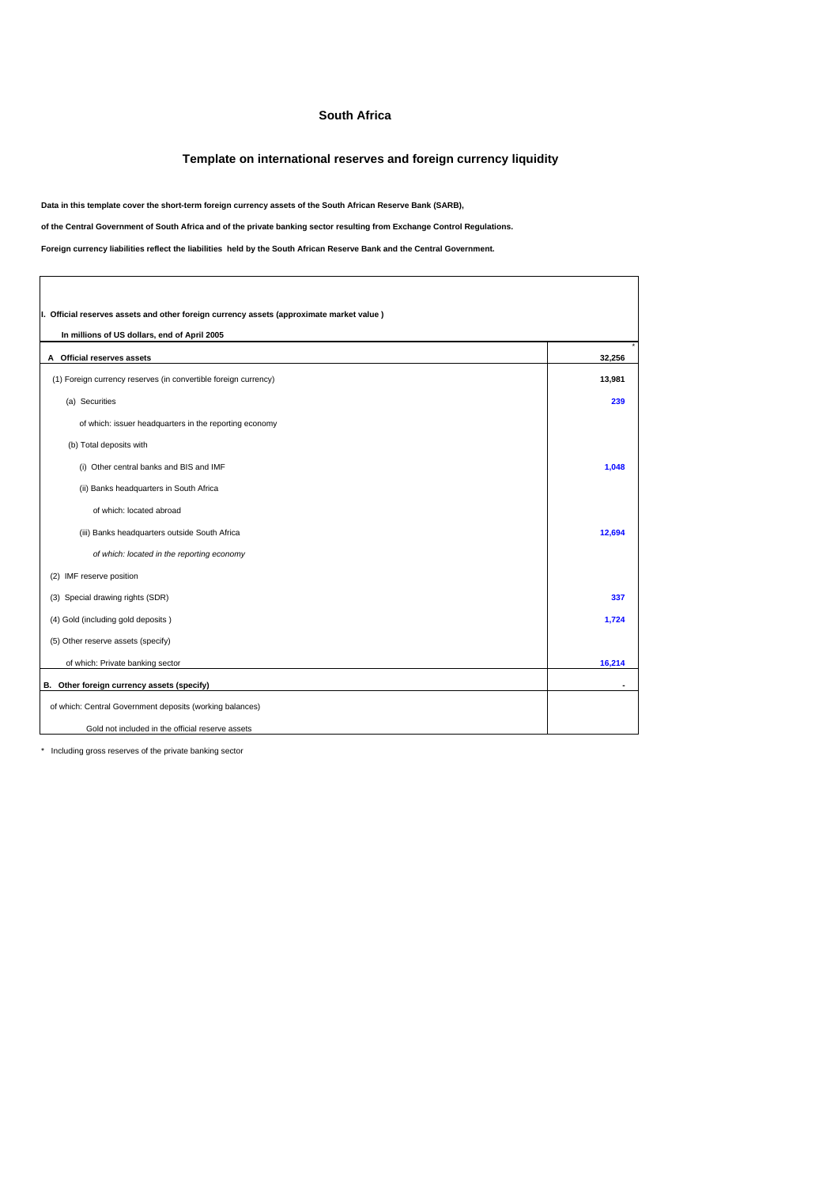# South Africa

## Template on international reserves and foreign currency liquidity

**Data in this template cover the short-term foreign currency assets of the South African Reserve Bank (SARB),**

**of the Central Government of South Africa and of the private banking sector resulting from Exchange Control Regulations.**

**Foreign currency liabilities reflect the liabilities held by the South African Reserve Bank and the Central Government.**

| **I. Official reserves assets and other foreign currency assets (approximate market value )** | |
|---|---|
| **In millions of US dollars, end of April 2005** | |
| **A Official reserves assets** | * **32,256** |
| (1) Foreign currency reserves (in convertible foreign currency) | **13,981** |
| (a) Securities | **239** |
| of which: issuer headquarters in the reporting economy | |
| (b) Total deposits with | |
| (i) Other central banks and BIS and IMF | **1,048** |
| (ii) Banks headquarters in South Africa | |
| of which: located abroad | |
| (iii) Banks headquarters outside South Africa | **12,694** |
| *of which: located in the reporting economy* | |
| (2) IMF reserve position | |
| (3) Special drawing rights (SDR) | **337** |
| (4) Gold (including gold deposits ) | **1,724** |
| (5) Other reserve assets (specify) | |
| of which: Private banking sector | **16,214** |
| **B. Other foreign currency assets (specify)** | **-** |
| of which: Central Government deposits (working balances) | |
| Gold not included in the official reserve assets | |

\* Including gross reserves of the private banking sector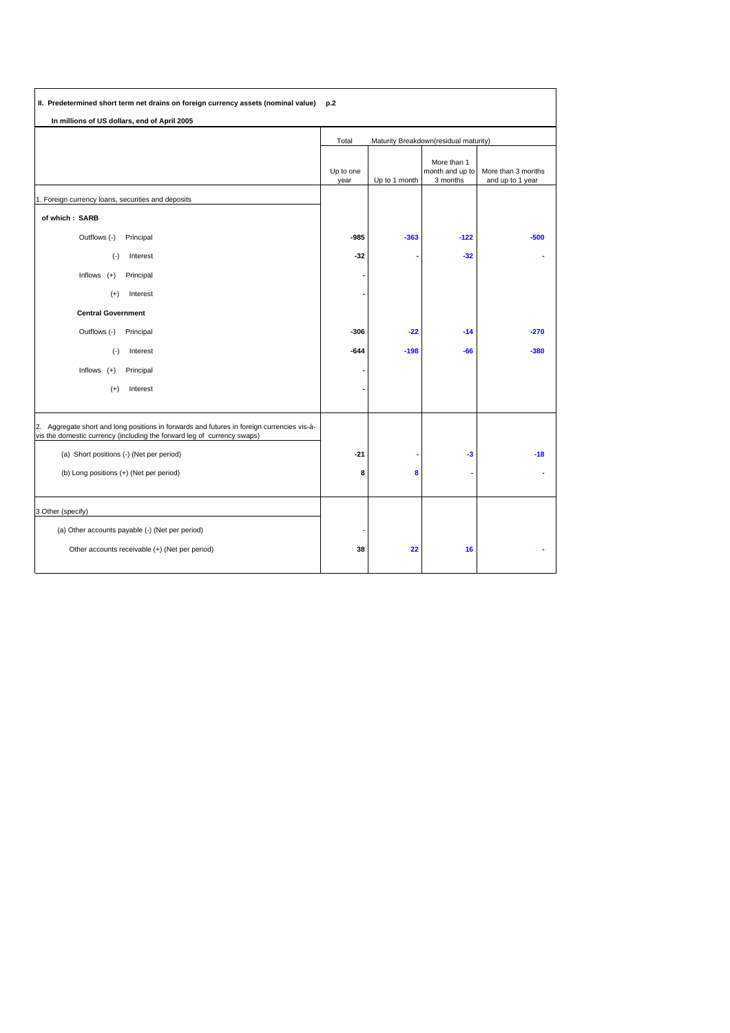**II. Predetermined short term net drains on foreign currency assets (nominal value)** **p.2**

**In millions of US dollars, end of April 2005**

| | Total | Maturity Breakdown(residual maturity) | | |
|---|---|---|---|---|
| | Up to one year | Up to 1 month | More than 1 month and up to 3 months | More than 3 months and up to 1 year |
| 1. Foreign currency loans, securities and deposits | | | | |
| **of which : SARB** | | | | |
| Outflows (-) Principal | **-985** | **-363** | **-122** | **-500** |
| (-) Interest | **-32** | **-** | **-32** | **-** |
| Inflows (+) Principal | **-** | | | |
| (+) Interest | **-** | | | |
| **Central Government** | | | | |
| Outflows (-) Principal | **-306** | **-22** | **-14** | **-270** |
| (-) Interest | **-644** | **-198** | **-66** | **-380** |
| Inflows (+) Principal | **-** | | | |
| (+) Interest | **-** | | | |
| 2. Aggregate short and long positions in forwards and futures in foreign currencies vis-à-vis the domestic currency (including the forward leg of currency swaps) | | | | |
| (a) Short positions (-) (Net per period) | **-21** | **-** | **-3** | **-18** |
| (b) Long positions (+) (Net per period) | **8** | **8** | **-** | **-** |
| 3 Other (specify) | | | | |
| (a) Other accounts payable (-) (Net per period) | - | | | |
| Other accounts receivable (+) (Net per period) | **38** | **22** | **16** | **-** |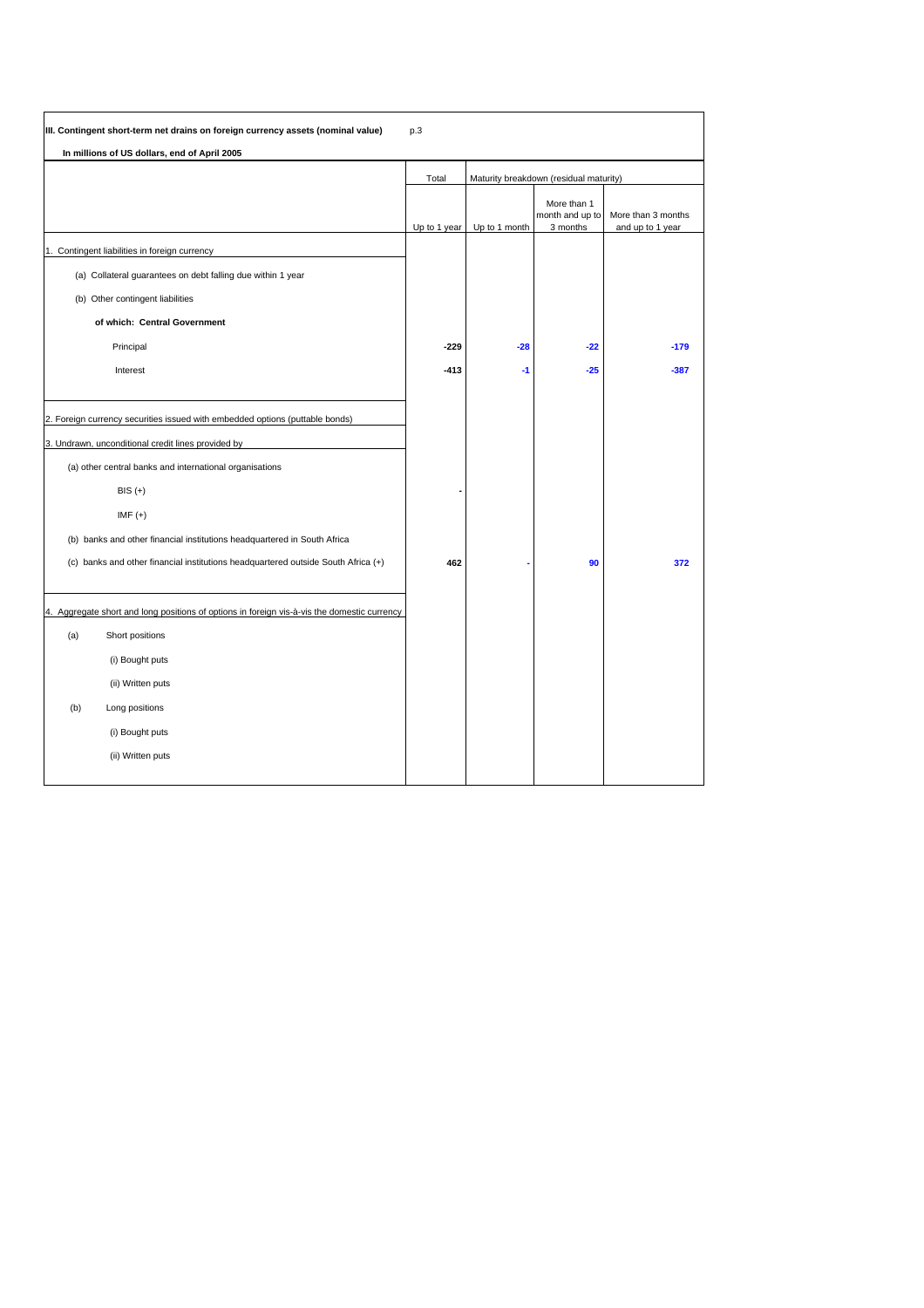**III. Contingent short-term net drains on foreign currency assets (nominal value)** p.3

**In millions of US dollars, end of April 2005**

| | Total | Maturity breakdown (residual maturity) | | |
|---|---|---|---|---|
| | Up to 1 year | Up to 1 month | More than 1 month and up to 3 months | More than 3 months and up to 1 year |
| 1. Contingent liabilities in foreign currency | | | | |
| (a) Collateral guarantees on debt falling due within 1 year | | | | |
| (b) Other contingent liabilities | | | | |
| **of which: Central Government** | | | | |
| Principal | **-229** | **-28** | **-22** | **-179** |
| Interest | **-413** | **-1** | **-25** | **-387** |
| 2. Foreign currency securities issued with embedded options (puttable bonds) | | | | |
| 3. Undrawn, unconditional credit lines provided by | | | | |
| (a) other central banks and international organisations | | | | |
| BIS (+) | **-** | | | |
| IMF (+) | | | | |
| (b) banks and other financial institutions headquartered in South Africa | | | | |
| (c) banks and other financial institutions headquartered outside South Africa (+) | **462** | **-** | **90** | **372** |
| 4. Aggregate short and long positions of options in foreign vis-à-vis the domestic currency | | | | |
| (a) Short positions | | | | |
| (i) Bought puts | | | | |
| (ii) Written puts | | | | |
| (b) Long positions | | | | |
| (i) Bought puts | | | | |
| (ii) Written puts | | | | |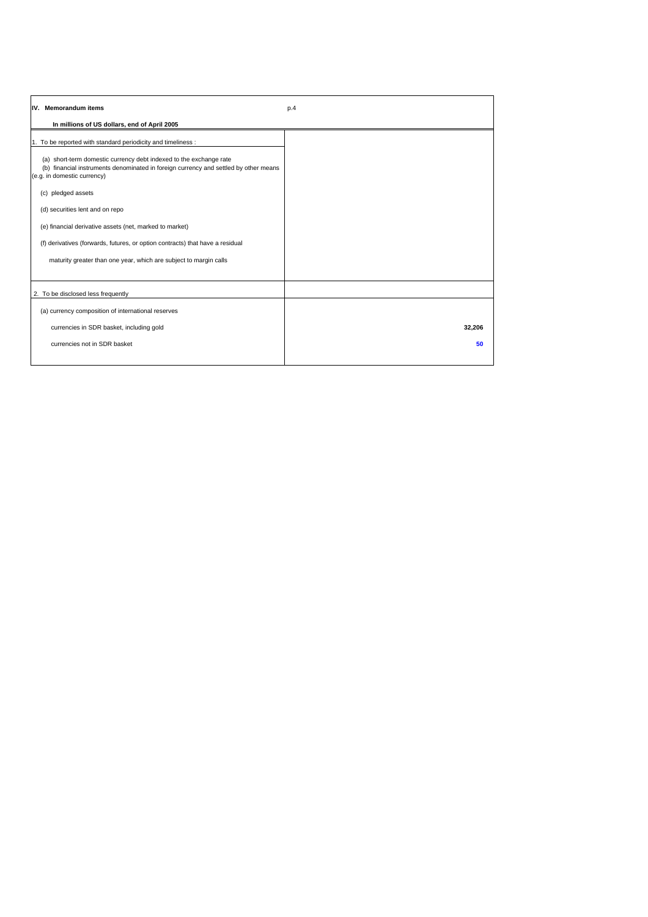| IV. Memorandum items | p.4 |
|---|---|
| **In millions of US dollars, end of April 2005** | |
| 1. To be reported with standard periodicity and timeliness : | |
| (a) short-term domestic currency debt indexed to the exchange rate | |
| (b) financial instruments denominated in foreign currency and settled by other means (e.g. in domestic currency) | |
| (c) pledged assets | |
| (d) securities lent and on repo | |
| (e) financial derivative assets (net, marked to market) | |
| (f) derivatives (forwards, futures, or option contracts) that have a residual maturity greater than one year, which are subject to margin calls | |
| 2. To be disclosed less frequently | |
| (a) currency composition of international reserves | |
| currencies in SDR basket, including gold | **32,206** |
| currencies not in SDR basket | **50** |